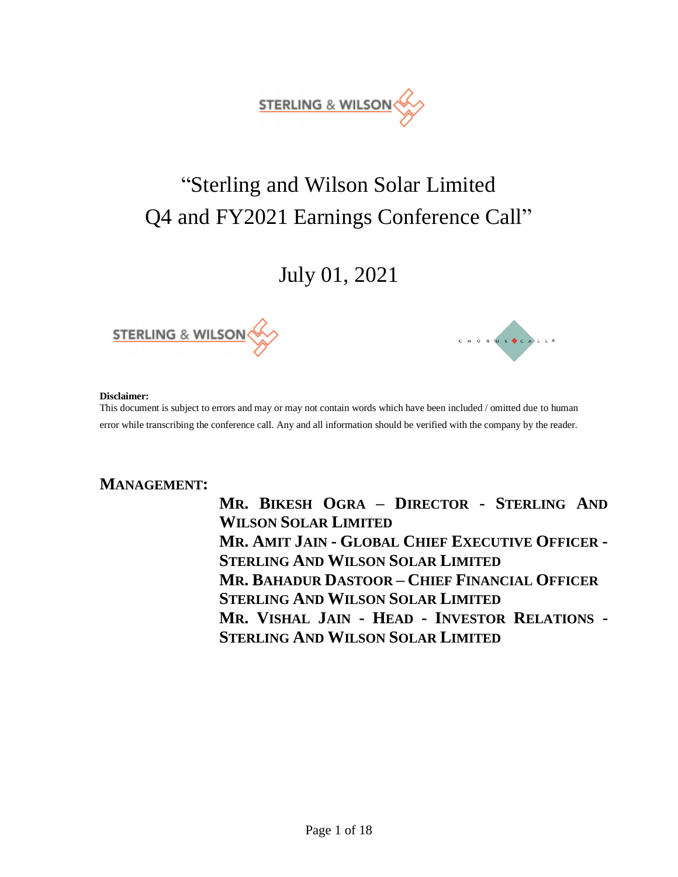# "Sterling and Wilson Solar Limited Q4 and FY2021 Earnings Conference Call"

July 01, 2021

**Disclaimer:**
This document is subject to errors and may or may not contain words which have been included / omitted due to human error while transcribing the conference call. Any and all information should be verified with the company by the reader.

**MANAGEMENT:**

**MR. BIKESH OGRA – DIRECTOR - STERLING AND WILSON SOLAR LIMITED**

**MR. AMIT JAIN - GLOBAL CHIEF EXECUTIVE OFFICER - STERLING AND WILSON SOLAR LIMITED**

**MR. BAHADUR DASTOOR – CHIEF FINANCIAL OFFICER STERLING AND WILSON SOLAR LIMITED**

**MR. VISHAL JAIN - HEAD - INVESTOR RELATIONS - STERLING AND WILSON SOLAR LIMITED**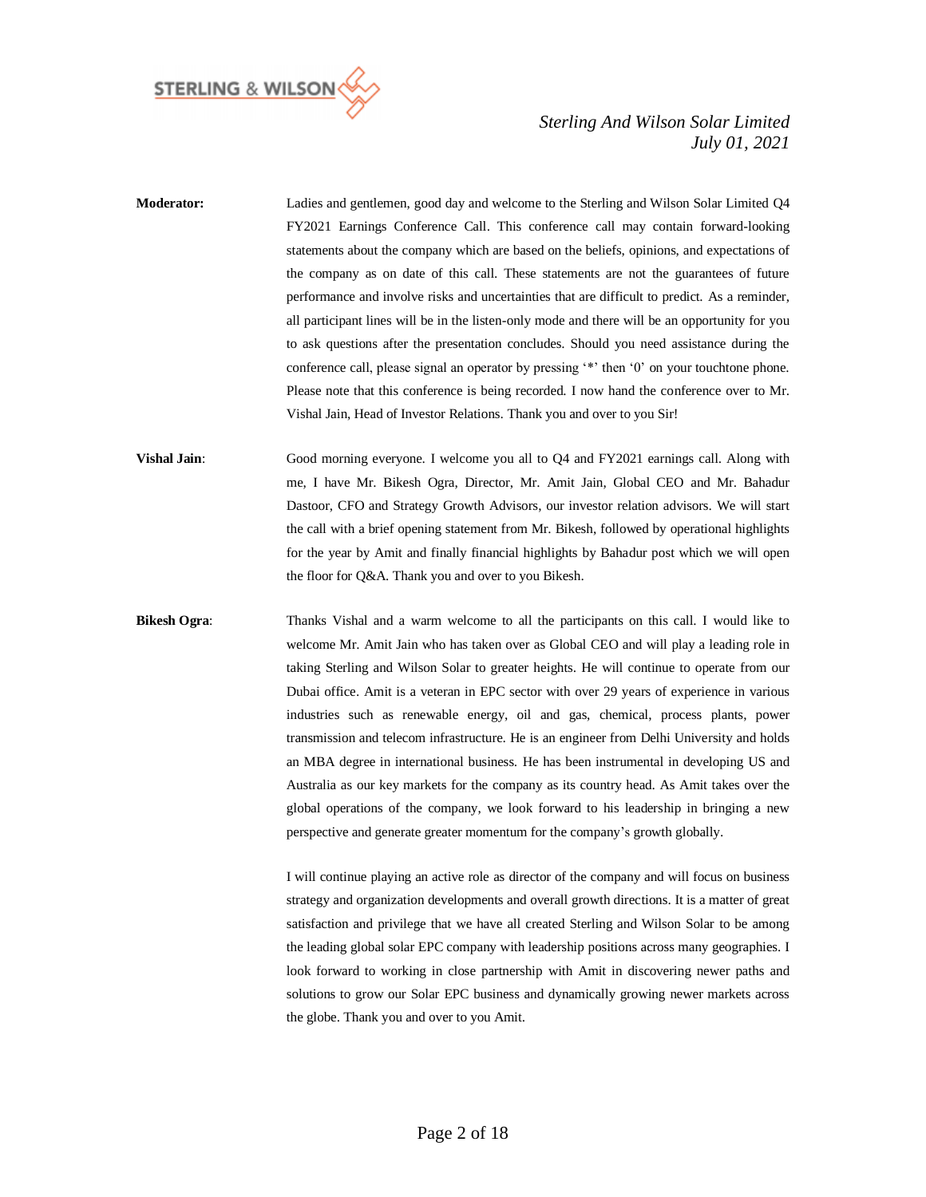**Moderator:** Ladies and gentlemen, good day and welcome to the Sterling and Wilson Solar Limited Q4 FY2021 Earnings Conference Call. This conference call may contain forward-looking statements about the company which are based on the beliefs, opinions, and expectations of the company as on date of this call. These statements are not the guarantees of future performance and involve risks and uncertainties that are difficult to predict. As a reminder, all participant lines will be in the listen-only mode and there will be an opportunity for you to ask questions after the presentation concludes. Should you need assistance during the conference call, please signal an operator by pressing '*' then '0' on your touchtone phone. Please note that this conference is being recorded. I now hand the conference over to Mr. Vishal Jain, Head of Investor Relations. Thank you and over to you Sir!

**Vishal Jain**: Good morning everyone. I welcome you all to Q4 and FY2021 earnings call. Along with me, I have Mr. Bikesh Ogra, Director, Mr. Amit Jain, Global CEO and Mr. Bahadur Dastoor, CFO and Strategy Growth Advisors, our investor relation advisors. We will start the call with a brief opening statement from Mr. Bikesh, followed by operational highlights for the year by Amit and finally financial highlights by Bahadur post which we will open the floor for Q&A. Thank you and over to you Bikesh.

**Bikesh Ogra**: Thanks Vishal and a warm welcome to all the participants on this call. I would like to welcome Mr. Amit Jain who has taken over as Global CEO and will play a leading role in taking Sterling and Wilson Solar to greater heights. He will continue to operate from our Dubai office. Amit is a veteran in EPC sector with over 29 years of experience in various industries such as renewable energy, oil and gas, chemical, process plants, power transmission and telecom infrastructure. He is an engineer from Delhi University and holds an MBA degree in international business. He has been instrumental in developing US and Australia as our key markets for the company as its country head. As Amit takes over the global operations of the company, we look forward to his leadership in bringing a new perspective and generate greater momentum for the company's growth globally.

I will continue playing an active role as director of the company and will focus on business strategy and organization developments and overall growth directions. It is a matter of great satisfaction and privilege that we have all created Sterling and Wilson Solar to be among the leading global solar EPC company with leadership positions across many geographies. I look forward to working in close partnership with Amit in discovering newer paths and solutions to grow our Solar EPC business and dynamically growing newer markets across the globe. Thank you and over to you Amit.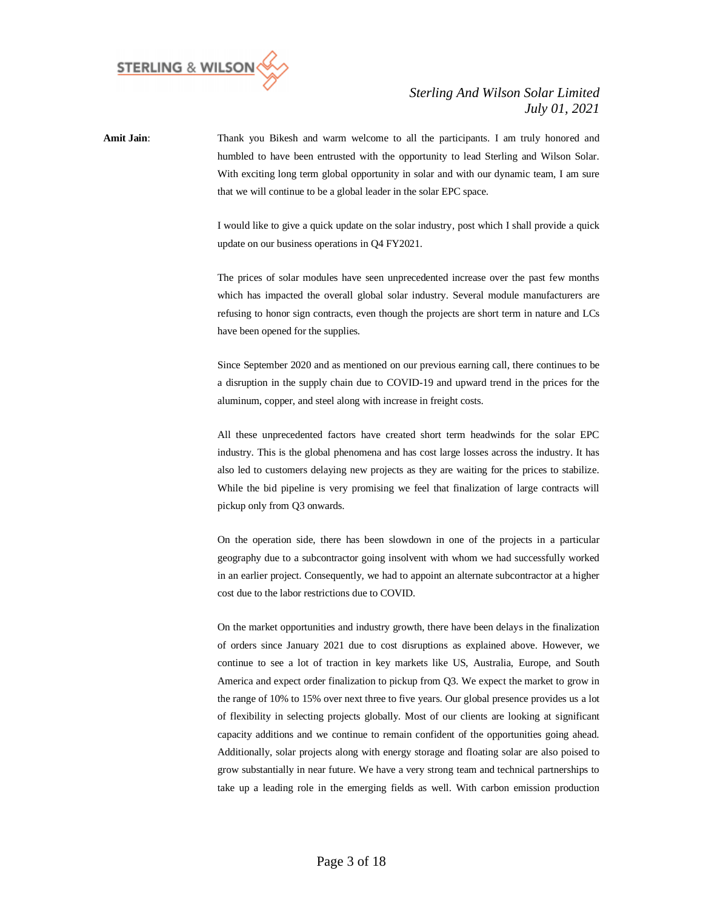**Amit Jain**: Thank you Bikesh and warm welcome to all the participants. I am truly honored and humbled to have been entrusted with the opportunity to lead Sterling and Wilson Solar. With exciting long term global opportunity in solar and with our dynamic team, I am sure that we will continue to be a global leader in the solar EPC space.

I would like to give a quick update on the solar industry, post which I shall provide a quick update on our business operations in Q4 FY2021.

The prices of solar modules have seen unprecedented increase over the past few months which has impacted the overall global solar industry. Several module manufacturers are refusing to honor sign contracts, even though the projects are short term in nature and LCs have been opened for the supplies.

Since September 2020 and as mentioned on our previous earning call, there continues to be a disruption in the supply chain due to COVID-19 and upward trend in the prices for the aluminum, copper, and steel along with increase in freight costs.

All these unprecedented factors have created short term headwinds for the solar EPC industry. This is the global phenomena and has cost large losses across the industry. It has also led to customers delaying new projects as they are waiting for the prices to stabilize. While the bid pipeline is very promising we feel that finalization of large contracts will pickup only from Q3 onwards.

On the operation side, there has been slowdown in one of the projects in a particular geography due to a subcontractor going insolvent with whom we had successfully worked in an earlier project. Consequently, we had to appoint an alternate subcontractor at a higher cost due to the labor restrictions due to COVID.

On the market opportunities and industry growth, there have been delays in the finalization of orders since January 2021 due to cost disruptions as explained above. However, we continue to see a lot of traction in key markets like US, Australia, Europe, and South America and expect order finalization to pickup from Q3. We expect the market to grow in the range of 10% to 15% over next three to five years. Our global presence provides us a lot of flexibility in selecting projects globally. Most of our clients are looking at significant capacity additions and we continue to remain confident of the opportunities going ahead. Additionally, solar projects along with energy storage and floating solar are also poised to grow substantially in near future. We have a very strong team and technical partnerships to take up a leading role in the emerging fields as well. With carbon emission production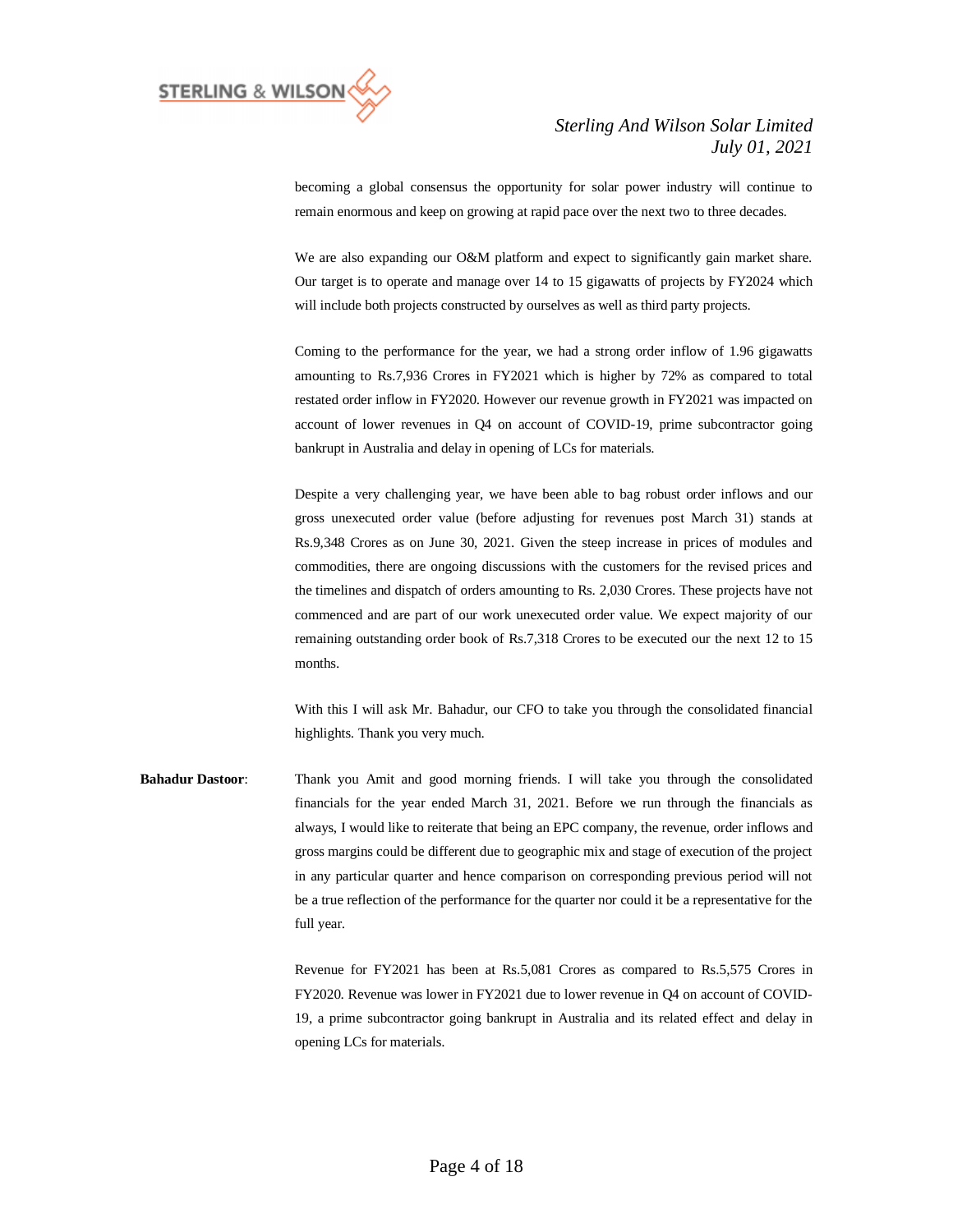becoming a global consensus the opportunity for solar power industry will continue to remain enormous and keep on growing at rapid pace over the next two to three decades.

We are also expanding our O&M platform and expect to significantly gain market share. Our target is to operate and manage over 14 to 15 gigawatts of projects by FY2024 which will include both projects constructed by ourselves as well as third party projects.

Coming to the performance for the year, we had a strong order inflow of 1.96 gigawatts amounting to Rs.7,936 Crores in FY2021 which is higher by 72% as compared to total restated order inflow in FY2020. However our revenue growth in FY2021 was impacted on account of lower revenues in Q4 on account of COVID-19, prime subcontractor going bankrupt in Australia and delay in opening of LCs for materials.

Despite a very challenging year, we have been able to bag robust order inflows and our gross unexecuted order value (before adjusting for revenues post March 31) stands at Rs.9,348 Crores as on June 30, 2021. Given the steep increase in prices of modules and commodities, there are ongoing discussions with the customers for the revised prices and the timelines and dispatch of orders amounting to Rs. 2,030 Crores. These projects have not commenced and are part of our work unexecuted order value. We expect majority of our remaining outstanding order book of Rs.7,318 Crores to be executed our the next 12 to 15 months.

With this I will ask Mr. Bahadur, our CFO to take you through the consolidated financial highlights. Thank you very much.

**Bahadur Dastoor**: Thank you Amit and good morning friends. I will take you through the consolidated financials for the year ended March 31, 2021. Before we run through the financials as always, I would like to reiterate that being an EPC company, the revenue, order inflows and gross margins could be different due to geographic mix and stage of execution of the project in any particular quarter and hence comparison on corresponding previous period will not be a true reflection of the performance for the quarter nor could it be a representative for the full year.

Revenue for FY2021 has been at Rs.5,081 Crores as compared to Rs.5,575 Crores in FY2020. Revenue was lower in FY2021 due to lower revenue in Q4 on account of COVID-19, a prime subcontractor going bankrupt in Australia and its related effect and delay in opening LCs for materials.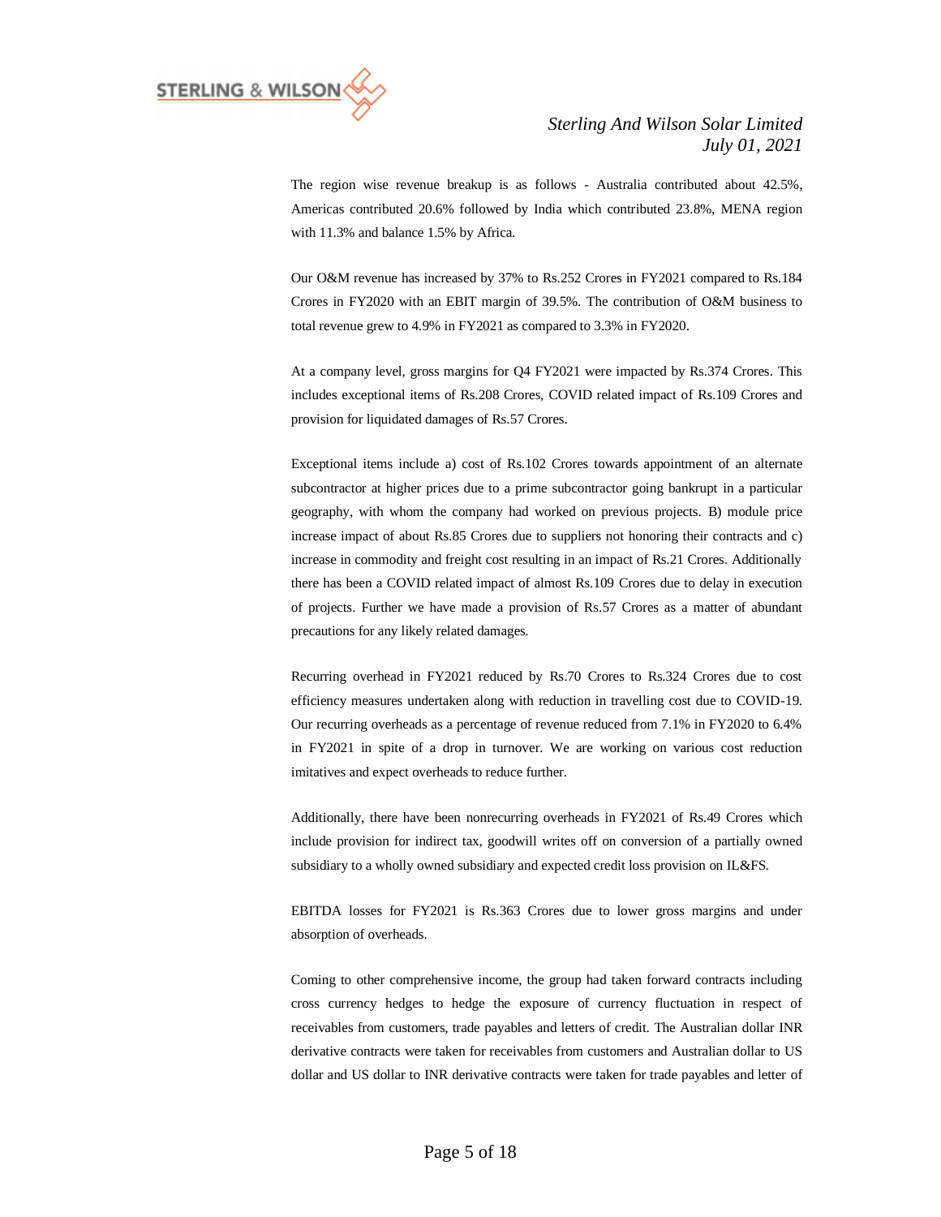The region wise revenue breakup is as follows - Australia contributed about 42.5%, Americas contributed 20.6% followed by India which contributed 23.8%, MENA region with 11.3% and balance 1.5% by Africa.

Our O&M revenue has increased by 37% to Rs.252 Crores in FY2021 compared to Rs.184 Crores in FY2020 with an EBIT margin of 39.5%. The contribution of O&M business to total revenue grew to 4.9% in FY2021 as compared to 3.3% in FY2020.

At a company level, gross margins for Q4 FY2021 were impacted by Rs.374 Crores. This includes exceptional items of Rs.208 Crores, COVID related impact of Rs.109 Crores and provision for liquidated damages of Rs.57 Crores.

Exceptional items include a) cost of Rs.102 Crores towards appointment of an alternate subcontractor at higher prices due to a prime subcontractor going bankrupt in a particular geography, with whom the company had worked on previous projects. B) module price increase impact of about Rs.85 Crores due to suppliers not honoring their contracts and c) increase in commodity and freight cost resulting in an impact of Rs.21 Crores. Additionally there has been a COVID related impact of almost Rs.109 Crores due to delay in execution of projects. Further we have made a provision of Rs.57 Crores as a matter of abundant precautions for any likely related damages.

Recurring overhead in FY2021 reduced by Rs.70 Crores to Rs.324 Crores due to cost efficiency measures undertaken along with reduction in travelling cost due to COVID-19. Our recurring overheads as a percentage of revenue reduced from 7.1% in FY2020 to 6.4% in FY2021 in spite of a drop in turnover. We are working on various cost reduction imitatives and expect overheads to reduce further.

Additionally, there have been nonrecurring overheads in FY2021 of Rs.49 Crores which include provision for indirect tax, goodwill writes off on conversion of a partially owned subsidiary to a wholly owned subsidiary and expected credit loss provision on IL&FS.

EBITDA losses for FY2021 is Rs.363 Crores due to lower gross margins and under absorption of overheads.

Coming to other comprehensive income, the group had taken forward contracts including cross currency hedges to hedge the exposure of currency fluctuation in respect of receivables from customers, trade payables and letters of credit. The Australian dollar INR derivative contracts were taken for receivables from customers and Australian dollar to US dollar and US dollar to INR derivative contracts were taken for trade payables and letter of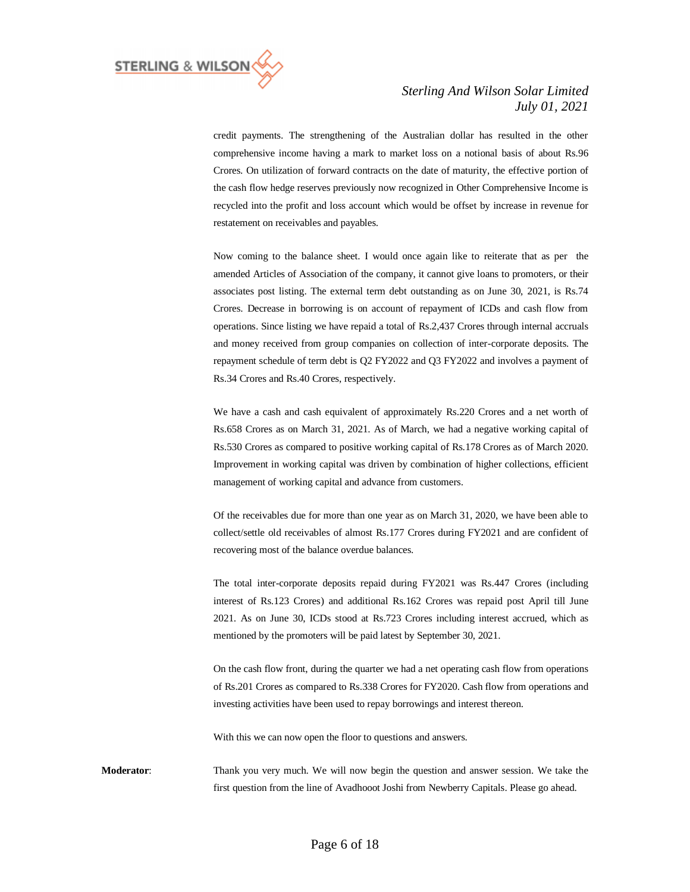credit payments. The strengthening of the Australian dollar has resulted in the other comprehensive income having a mark to market loss on a notional basis of about Rs.96 Crores. On utilization of forward contracts on the date of maturity, the effective portion of the cash flow hedge reserves previously now recognized in Other Comprehensive Income is recycled into the profit and loss account which would be offset by increase in revenue for restatement on receivables and payables.

Now coming to the balance sheet. I would once again like to reiterate that as per the amended Articles of Association of the company, it cannot give loans to promoters, or their associates post listing. The external term debt outstanding as on June 30, 2021, is Rs.74 Crores. Decrease in borrowing is on account of repayment of ICDs and cash flow from operations. Since listing we have repaid a total of Rs.2,437 Crores through internal accruals and money received from group companies on collection of inter-corporate deposits. The repayment schedule of term debt is Q2 FY2022 and Q3 FY2022 and involves a payment of Rs.34 Crores and Rs.40 Crores, respectively.

We have a cash and cash equivalent of approximately Rs.220 Crores and a net worth of Rs.658 Crores as on March 31, 2021. As of March, we had a negative working capital of Rs.530 Crores as compared to positive working capital of Rs.178 Crores as of March 2020. Improvement in working capital was driven by combination of higher collections, efficient management of working capital and advance from customers.

Of the receivables due for more than one year as on March 31, 2020, we have been able to collect/settle old receivables of almost Rs.177 Crores during FY2021 and are confident of recovering most of the balance overdue balances.

The total inter-corporate deposits repaid during FY2021 was Rs.447 Crores (including interest of Rs.123 Crores) and additional Rs.162 Crores was repaid post April till June 2021. As on June 30, ICDs stood at Rs.723 Crores including interest accrued, which as mentioned by the promoters will be paid latest by September 30, 2021.

On the cash flow front, during the quarter we had a net operating cash flow from operations of Rs.201 Crores as compared to Rs.338 Crores for FY2020. Cash flow from operations and investing activities have been used to repay borrowings and interest thereon.

With this we can now open the floor to questions and answers.

**Moderator**: Thank you very much. We will now begin the question and answer session. We take the first question from the line of Avadhooot Joshi from Newberry Capitals. Please go ahead.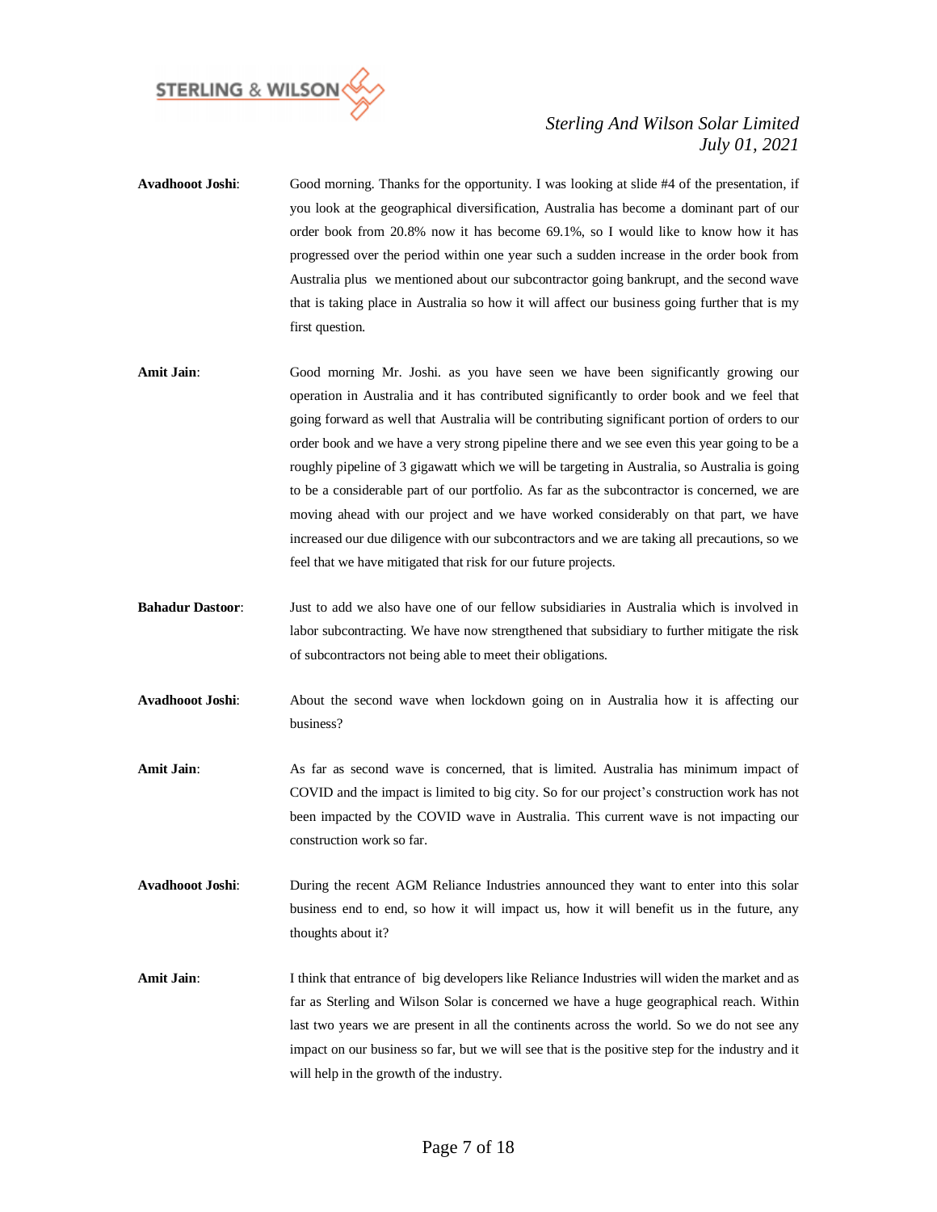**Avadhooot Joshi**: Good morning. Thanks for the opportunity. I was looking at slide #4 of the presentation, if you look at the geographical diversification, Australia has become a dominant part of our order book from 20.8% now it has become 69.1%, so I would like to know how it has progressed over the period within one year such a sudden increase in the order book from Australia plus we mentioned about our subcontractor going bankrupt, and the second wave that is taking place in Australia so how it will affect our business going further that is my first question.

**Amit Jain**: Good morning Mr. Joshi. as you have seen we have been significantly growing our operation in Australia and it has contributed significantly to order book and we feel that going forward as well that Australia will be contributing significant portion of orders to our order book and we have a very strong pipeline there and we see even this year going to be a roughly pipeline of 3 gigawatt which we will be targeting in Australia, so Australia is going to be a considerable part of our portfolio. As far as the subcontractor is concerned, we are moving ahead with our project and we have worked considerably on that part, we have increased our due diligence with our subcontractors and we are taking all precautions, so we feel that we have mitigated that risk for our future projects.

**Bahadur Dastoor**: Just to add we also have one of our fellow subsidiaries in Australia which is involved in labor subcontracting. We have now strengthened that subsidiary to further mitigate the risk of subcontractors not being able to meet their obligations.

**Avadhooot Joshi**: About the second wave when lockdown going on in Australia how it is affecting our business?

**Amit Jain**: As far as second wave is concerned, that is limited. Australia has minimum impact of COVID and the impact is limited to big city. So for our project's construction work has not been impacted by the COVID wave in Australia. This current wave is not impacting our construction work so far.

**Avadhooot Joshi**: During the recent AGM Reliance Industries announced they want to enter into this solar business end to end, so how it will impact us, how it will benefit us in the future, any thoughts about it?

**Amit Jain**: I think that entrance of big developers like Reliance Industries will widen the market and as far as Sterling and Wilson Solar is concerned we have a huge geographical reach. Within last two years we are present in all the continents across the world. So we do not see any impact on our business so far, but we will see that is the positive step for the industry and it will help in the growth of the industry.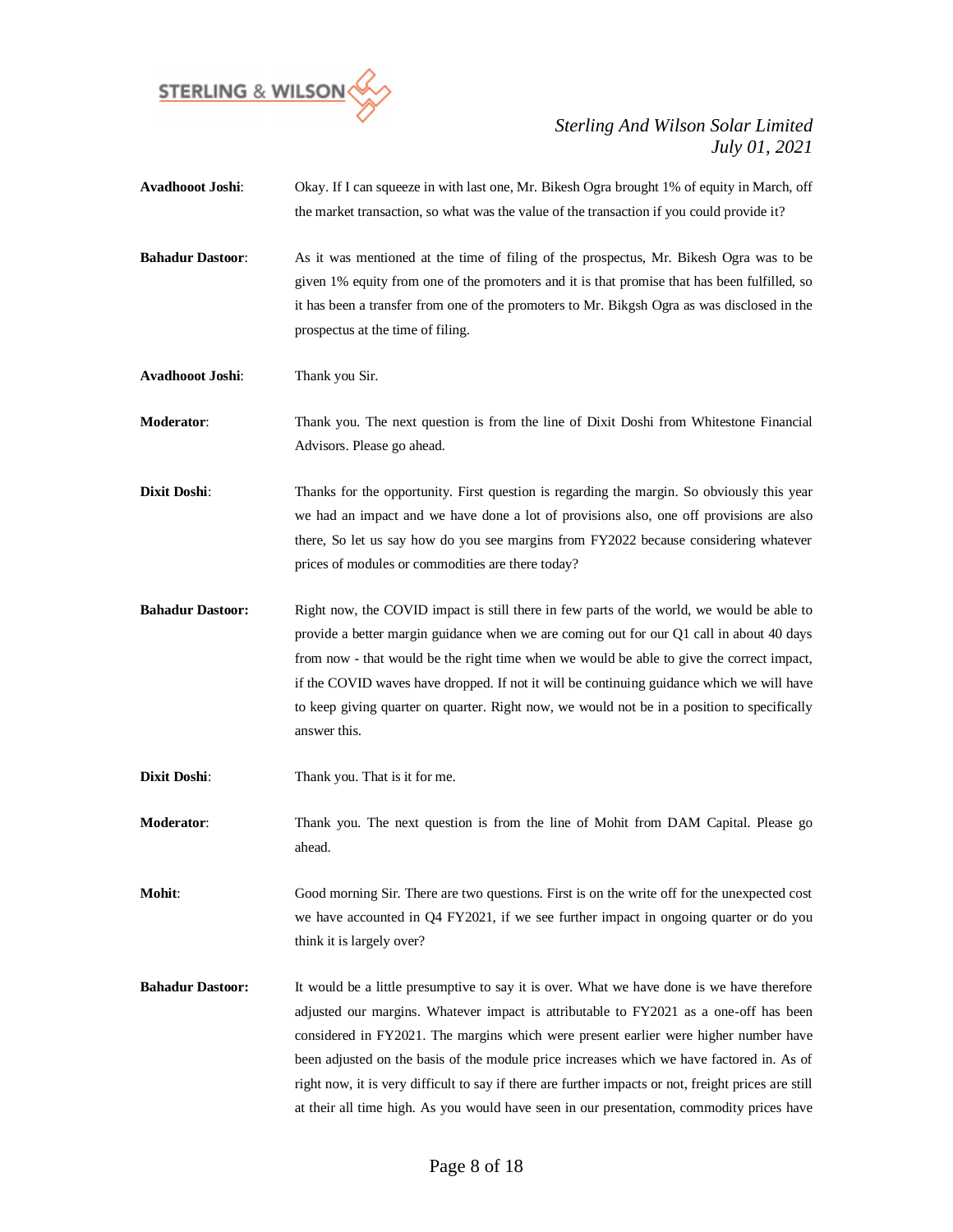**Avadhooot Joshi**: Okay. If I can squeeze in with last one, Mr. Bikesh Ogra brought 1% of equity in March, off the market transaction, so what was the value of the transaction if you could provide it?

**Bahadur Dastoor**: As it was mentioned at the time of filing of the prospectus, Mr. Bikesh Ogra was to be given 1% equity from one of the promoters and it is that promise that has been fulfilled, so it has been a transfer from one of the promoters to Mr. Bikgsh Ogra as was disclosed in the prospectus at the time of filing.

**Avadhooot Joshi**: Thank you Sir.

**Moderator**: Thank you. The next question is from the line of Dixit Doshi from Whitestone Financial Advisors. Please go ahead.

**Dixit Doshi**: Thanks for the opportunity. First question is regarding the margin. So obviously this year we had an impact and we have done a lot of provisions also, one off provisions are also there, So let us say how do you see margins from FY2022 because considering whatever prices of modules or commodities are there today?

**Bahadur Dastoor:** Right now, the COVID impact is still there in few parts of the world, we would be able to provide a better margin guidance when we are coming out for our Q1 call in about 40 days from now - that would be the right time when we would be able to give the correct impact, if the COVID waves have dropped. If not it will be continuing guidance which we will have to keep giving quarter on quarter. Right now, we would not be in a position to specifically answer this.

**Dixit Doshi**: Thank you. That is it for me.

**Moderator**: Thank you. The next question is from the line of Mohit from DAM Capital. Please go ahead.

**Mohit**: Good morning Sir. There are two questions. First is on the write off for the unexpected cost we have accounted in Q4 FY2021, if we see further impact in ongoing quarter or do you think it is largely over?

**Bahadur Dastoor:** It would be a little presumptive to say it is over. What we have done is we have therefore adjusted our margins. Whatever impact is attributable to FY2021 as a one-off has been considered in FY2021. The margins which were present earlier were higher number have been adjusted on the basis of the module price increases which we have factored in. As of right now, it is very difficult to say if there are further impacts or not, freight prices are still at their all time high. As you would have seen in our presentation, commodity prices have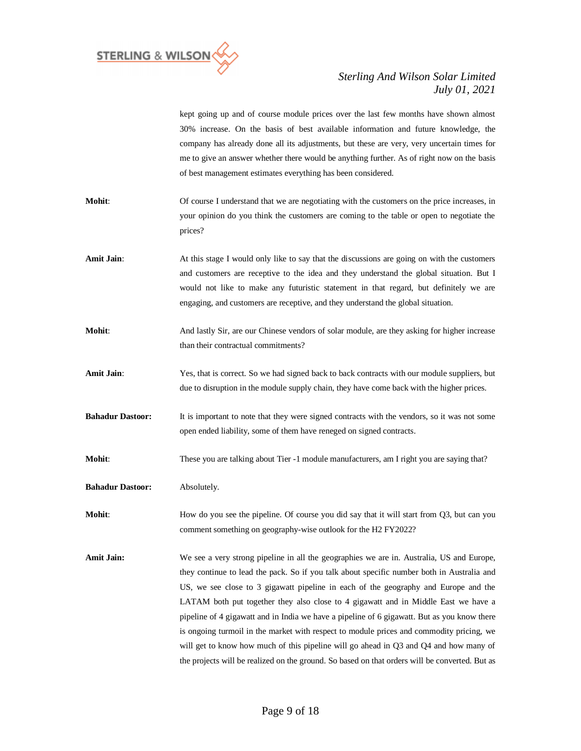kept going up and of course module prices over the last few months have shown almost 30% increase. On the basis of best available information and future knowledge, the company has already done all its adjustments, but these are very, very uncertain times for me to give an answer whether there would be anything further. As of right now on the basis of best management estimates everything has been considered.

**Mohit**: Of course I understand that we are negotiating with the customers on the price increases, in your opinion do you think the customers are coming to the table or open to negotiate the prices?

**Amit Jain**: At this stage I would only like to say that the discussions are going on with the customers and customers are receptive to the idea and they understand the global situation. But I would not like to make any futuristic statement in that regard, but definitely we are engaging, and customers are receptive, and they understand the global situation.

**Mohit**: And lastly Sir, are our Chinese vendors of solar module, are they asking for higher increase than their contractual commitments?

**Amit Jain**: Yes, that is correct. So we had signed back to back contracts with our module suppliers, but due to disruption in the module supply chain, they have come back with the higher prices.

**Bahadur Dastoor:** It is important to note that they were signed contracts with the vendors, so it was not some open ended liability, some of them have reneged on signed contracts.

**Mohit**: These you are talking about Tier -1 module manufacturers, am I right you are saying that?

**Bahadur Dastoor:** Absolutely.

**Mohit**: How do you see the pipeline. Of course you did say that it will start from Q3, but can you comment something on geography-wise outlook for the H2 FY2022?

**Amit Jain:** We see a very strong pipeline in all the geographies we are in. Australia, US and Europe, they continue to lead the pack. So if you talk about specific number both in Australia and US, we see close to 3 gigawatt pipeline in each of the geography and Europe and the LATAM both put together they also close to 4 gigawatt and in Middle East we have a pipeline of 4 gigawatt and in India we have a pipeline of 6 gigawatt. But as you know there is ongoing turmoil in the market with respect to module prices and commodity pricing, we will get to know how much of this pipeline will go ahead in Q3 and Q4 and how many of the projects will be realized on the ground. So based on that orders will be converted. But as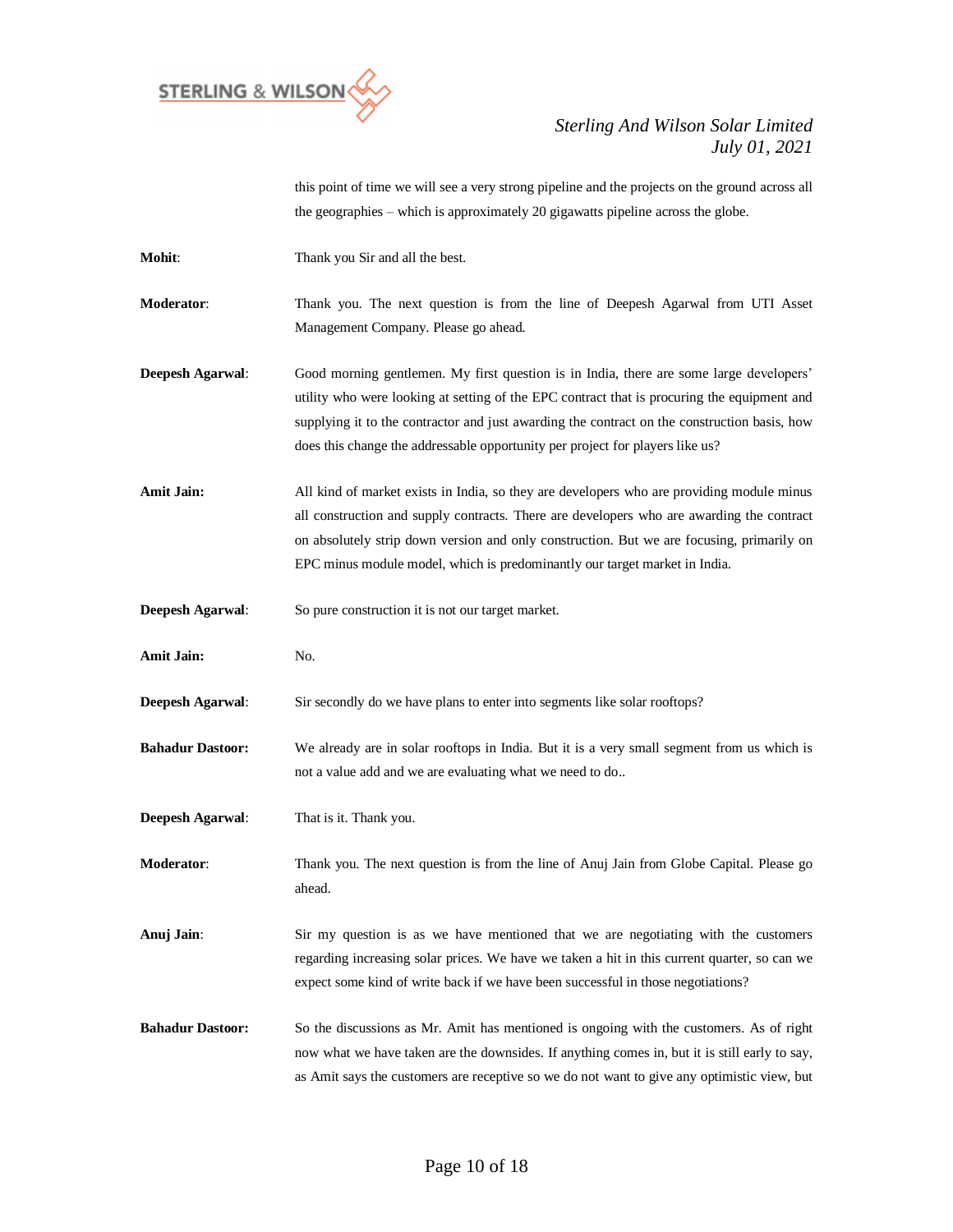this point of time we will see a very strong pipeline and the projects on the ground across all the geographies – which is approximately 20 gigawatts pipeline across the globe.

**Mohit**: Thank you Sir and all the best.

**Moderator**: Thank you. The next question is from the line of Deepesh Agarwal from UTI Asset Management Company. Please go ahead.

**Deepesh Agarwal**: Good morning gentlemen. My first question is in India, there are some large developers' utility who were looking at setting of the EPC contract that is procuring the equipment and supplying it to the contractor and just awarding the contract on the construction basis, how does this change the addressable opportunity per project for players like us?

**Amit Jain:** All kind of market exists in India, so they are developers who are providing module minus all construction and supply contracts. There are developers who are awarding the contract on absolutely strip down version and only construction. But we are focusing, primarily on EPC minus module model, which is predominantly our target market in India.

**Deepesh Agarwal**: So pure construction it is not our target market.

**Amit Jain:** No.

**Deepesh Agarwal**: Sir secondly do we have plans to enter into segments like solar rooftops?

**Bahadur Dastoor:** We already are in solar rooftops in India. But it is a very small segment from us which is not a value add and we are evaluating what we need to do..

**Deepesh Agarwal**: That is it. Thank you.

**Moderator**: Thank you. The next question is from the line of Anuj Jain from Globe Capital. Please go ahead.

**Anuj Jain**: Sir my question is as we have mentioned that we are negotiating with the customers regarding increasing solar prices. We have we taken a hit in this current quarter, so can we expect some kind of write back if we have been successful in those negotiations?

**Bahadur Dastoor:** So the discussions as Mr. Amit has mentioned is ongoing with the customers. As of right now what we have taken are the downsides. If anything comes in, but it is still early to say, as Amit says the customers are receptive so we do not want to give any optimistic view, but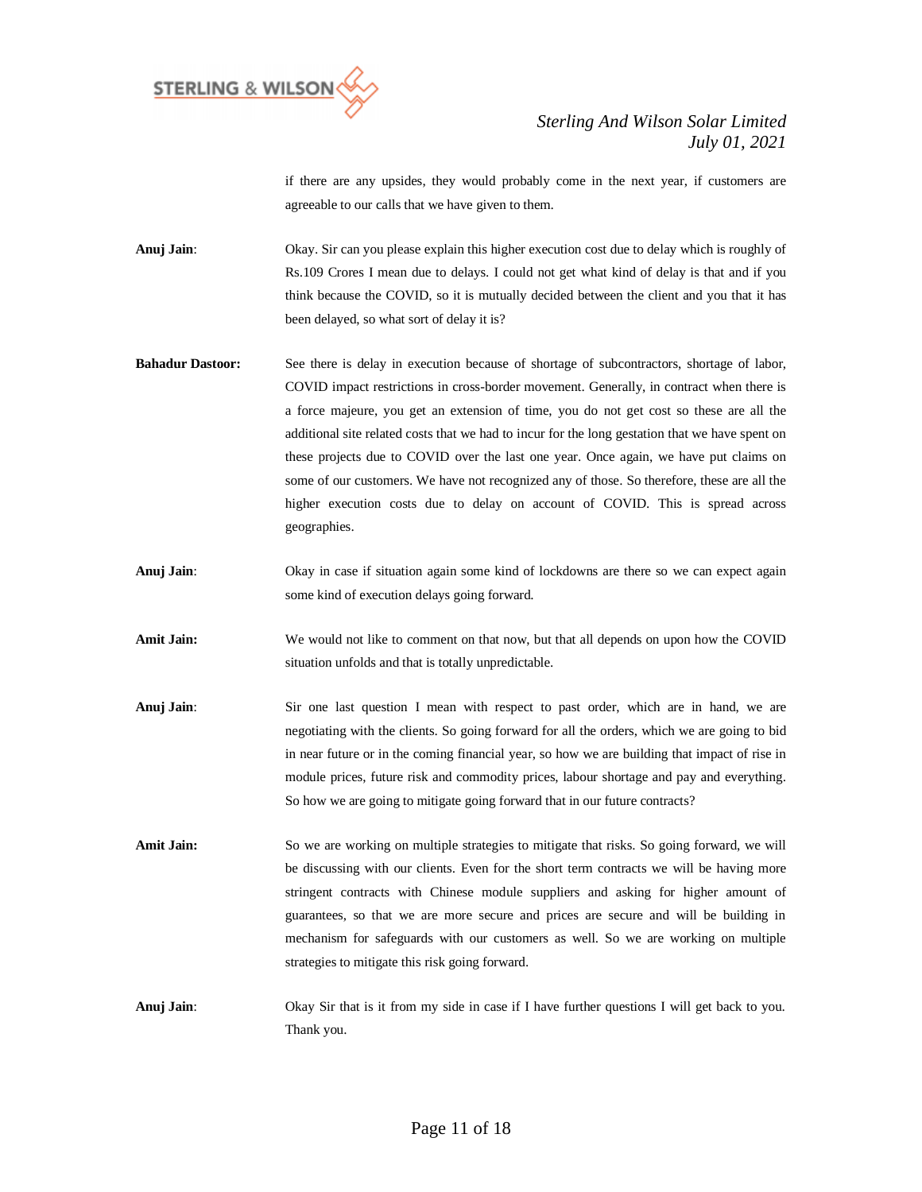if there are any upsides, they would probably come in the next year, if customers are agreeable to our calls that we have given to them.

**Anuj Jain**: Okay. Sir can you please explain this higher execution cost due to delay which is roughly of Rs.109 Crores I mean due to delays. I could not get what kind of delay is that and if you think because the COVID, so it is mutually decided between the client and you that it has been delayed, so what sort of delay it is?

**Bahadur Dastoor:** See there is delay in execution because of shortage of subcontractors, shortage of labor, COVID impact restrictions in cross-border movement. Generally, in contract when there is a force majeure, you get an extension of time, you do not get cost so these are all the additional site related costs that we had to incur for the long gestation that we have spent on these projects due to COVID over the last one year. Once again, we have put claims on some of our customers. We have not recognized any of those. So therefore, these are all the higher execution costs due to delay on account of COVID. This is spread across geographies.

**Anuj Jain**: Okay in case if situation again some kind of lockdowns are there so we can expect again some kind of execution delays going forward.

**Amit Jain:** We would not like to comment on that now, but that all depends on upon how the COVID situation unfolds and that is totally unpredictable.

**Anuj Jain**: Sir one last question I mean with respect to past order, which are in hand, we are negotiating with the clients. So going forward for all the orders, which we are going to bid in near future or in the coming financial year, so how we are building that impact of rise in module prices, future risk and commodity prices, labour shortage and pay and everything. So how we are going to mitigate going forward that in our future contracts?

**Amit Jain:** So we are working on multiple strategies to mitigate that risks. So going forward, we will be discussing with our clients. Even for the short term contracts we will be having more stringent contracts with Chinese module suppliers and asking for higher amount of guarantees, so that we are more secure and prices are secure and will be building in mechanism for safeguards with our customers as well. So we are working on multiple strategies to mitigate this risk going forward.

**Anuj Jain**: Okay Sir that is it from my side in case if I have further questions I will get back to you. Thank you.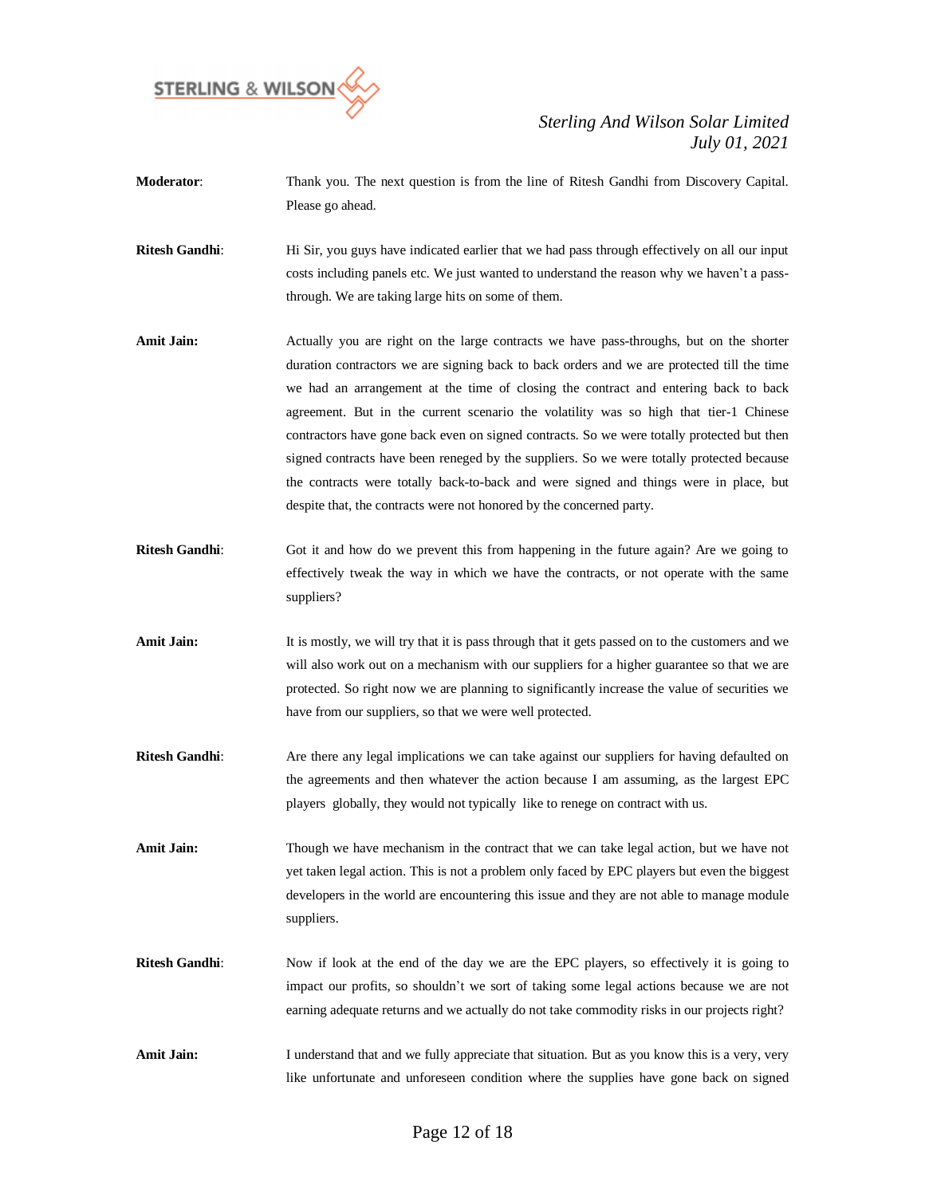**Moderator**: Thank you. The next question is from the line of Ritesh Gandhi from Discovery Capital. Please go ahead.

**Ritesh Gandhi**: Hi Sir, you guys have indicated earlier that we had pass through effectively on all our input costs including panels etc. We just wanted to understand the reason why we haven't a pass-through. We are taking large hits on some of them.

**Amit Jain:** Actually you are right on the large contracts we have pass-throughs, but on the shorter duration contractors we are signing back to back orders and we are protected till the time we had an arrangement at the time of closing the contract and entering back to back agreement. But in the current scenario the volatility was so high that tier-1 Chinese contractors have gone back even on signed contracts. So we were totally protected but then signed contracts have been reneged by the suppliers. So we were totally protected because the contracts were totally back-to-back and were signed and things were in place, but despite that, the contracts were not honored by the concerned party.

**Ritesh Gandhi**: Got it and how do we prevent this from happening in the future again? Are we going to effectively tweak the way in which we have the contracts, or not operate with the same suppliers?

**Amit Jain:** It is mostly, we will try that it is pass through that it gets passed on to the customers and we will also work out on a mechanism with our suppliers for a higher guarantee so that we are protected. So right now we are planning to significantly increase the value of securities we have from our suppliers, so that we were well protected.

**Ritesh Gandhi**: Are there any legal implications we can take against our suppliers for having defaulted on the agreements and then whatever the action because I am assuming, as the largest EPC players globally, they would not typically like to renege on contract with us.

**Amit Jain:** Though we have mechanism in the contract that we can take legal action, but we have not yet taken legal action. This is not a problem only faced by EPC players but even the biggest developers in the world are encountering this issue and they are not able to manage module suppliers.

**Ritesh Gandhi**: Now if look at the end of the day we are the EPC players, so effectively it is going to impact our profits, so shouldn't we sort of taking some legal actions because we are not earning adequate returns and we actually do not take commodity risks in our projects right?

**Amit Jain:** I understand that and we fully appreciate that situation. But as you know this is a very, very like unfortunate and unforeseen condition where the supplies have gone back on signed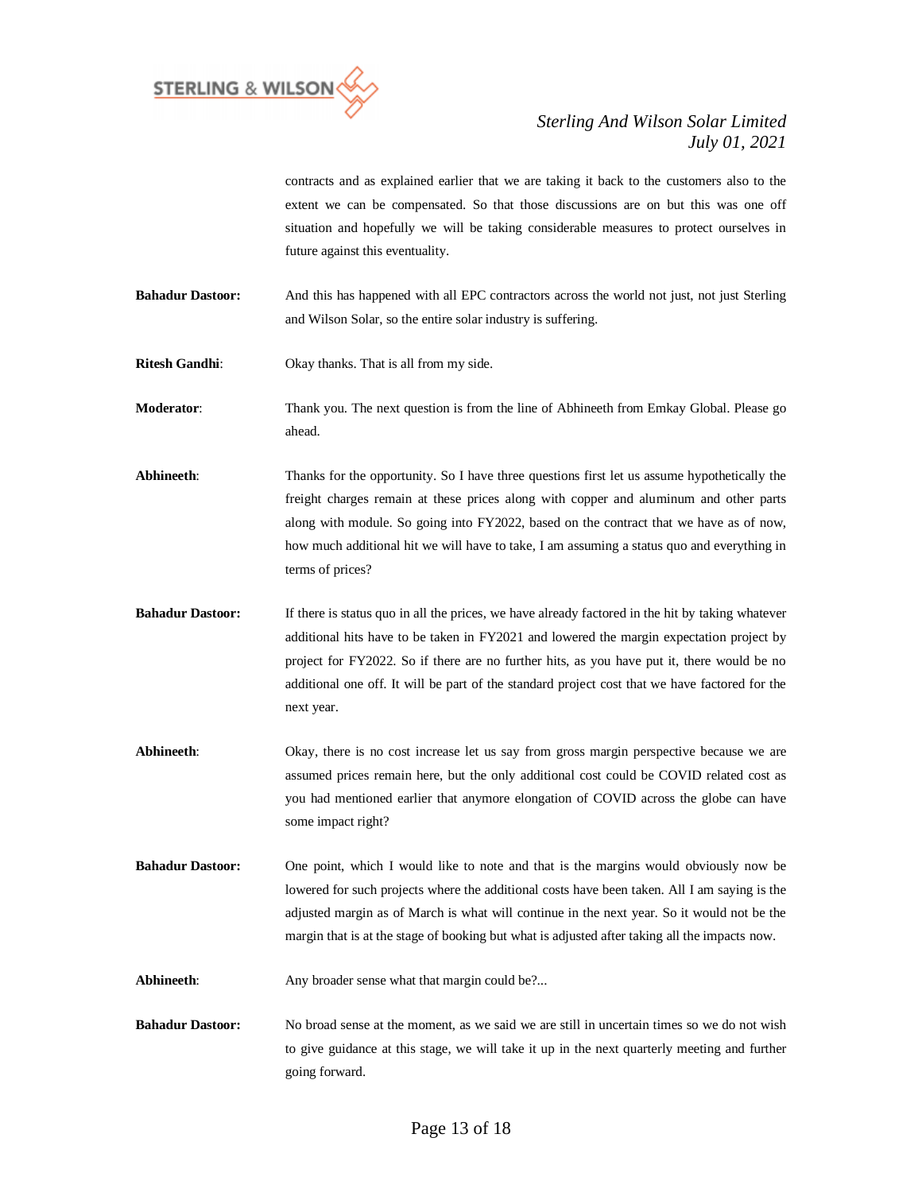contracts and as explained earlier that we are taking it back to the customers also to the extent we can be compensated. So that those discussions are on but this was one off situation and hopefully we will be taking considerable measures to protect ourselves in future against this eventuality.

**Bahadur Dastoor:** And this has happened with all EPC contractors across the world not just, not just Sterling and Wilson Solar, so the entire solar industry is suffering.

**Ritesh Gandhi**: Okay thanks. That is all from my side.

**Moderator**: Thank you. The next question is from the line of Abhineeth from Emkay Global. Please go ahead.

**Abhineeth**: Thanks for the opportunity. So I have three questions first let us assume hypothetically the freight charges remain at these prices along with copper and aluminum and other parts along with module. So going into FY2022, based on the contract that we have as of now, how much additional hit we will have to take, I am assuming a status quo and everything in terms of prices?

**Bahadur Dastoor:** If there is status quo in all the prices, we have already factored in the hit by taking whatever additional hits have to be taken in FY2021 and lowered the margin expectation project by project for FY2022. So if there are no further hits, as you have put it, there would be no additional one off. It will be part of the standard project cost that we have factored for the next year.

**Abhineeth**: Okay, there is no cost increase let us say from gross margin perspective because we are assumed prices remain here, but the only additional cost could be COVID related cost as you had mentioned earlier that anymore elongation of COVID across the globe can have some impact right?

**Bahadur Dastoor:** One point, which I would like to note and that is the margins would obviously now be lowered for such projects where the additional costs have been taken. All I am saying is the adjusted margin as of March is what will continue in the next year. So it would not be the margin that is at the stage of booking but what is adjusted after taking all the impacts now.

**Abhineeth**: Any broader sense what that margin could be?...

**Bahadur Dastoor:** No broad sense at the moment, as we said we are still in uncertain times so we do not wish to give guidance at this stage, we will take it up in the next quarterly meeting and further going forward.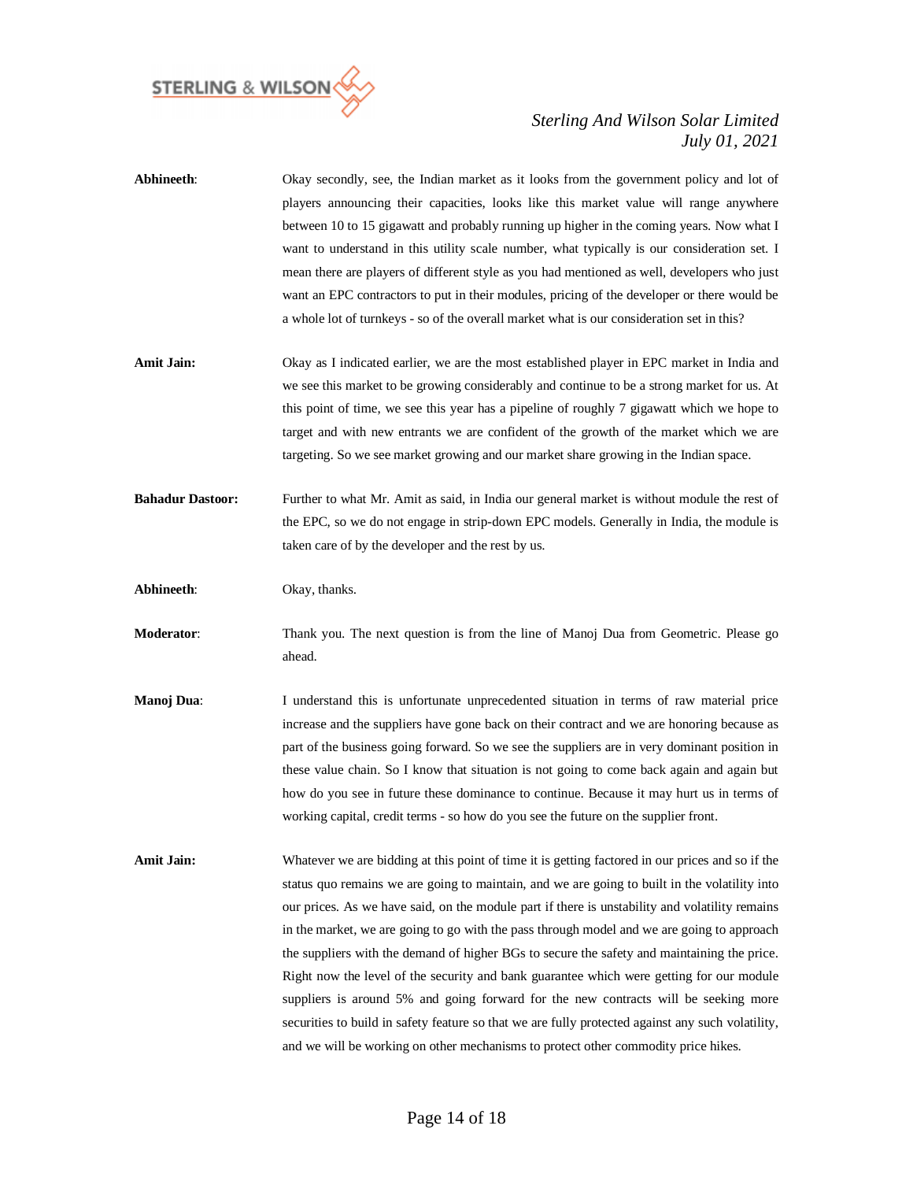**Abhineeth**: Okay secondly, see, the Indian market as it looks from the government policy and lot of players announcing their capacities, looks like this market value will range anywhere between 10 to 15 gigawatt and probably running up higher in the coming years. Now what I want to understand in this utility scale number, what typically is our consideration set. I mean there are players of different style as you had mentioned as well, developers who just want an EPC contractors to put in their modules, pricing of the developer or there would be a whole lot of turnkeys - so of the overall market what is our consideration set in this?

**Amit Jain:** Okay as I indicated earlier, we are the most established player in EPC market in India and we see this market to be growing considerably and continue to be a strong market for us. At this point of time, we see this year has a pipeline of roughly 7 gigawatt which we hope to target and with new entrants we are confident of the growth of the market which we are targeting. So we see market growing and our market share growing in the Indian space.

**Bahadur Dastoor:** Further to what Mr. Amit as said, in India our general market is without module the rest of the EPC, so we do not engage in strip-down EPC models. Generally in India, the module is taken care of by the developer and the rest by us.

**Abhineeth**: Okay, thanks.

**Moderator**: Thank you. The next question is from the line of Manoj Dua from Geometric. Please go ahead.

**Manoj Dua**: I understand this is unfortunate unprecedented situation in terms of raw material price increase and the suppliers have gone back on their contract and we are honoring because as part of the business going forward. So we see the suppliers are in very dominant position in these value chain. So I know that situation is not going to come back again and again but how do you see in future these dominance to continue. Because it may hurt us in terms of working capital, credit terms - so how do you see the future on the supplier front.

**Amit Jain:** Whatever we are bidding at this point of time it is getting factored in our prices and so if the status quo remains we are going to maintain, and we are going to built in the volatility into our prices. As we have said, on the module part if there is unstability and volatility remains in the market, we are going to go with the pass through model and we are going to approach the suppliers with the demand of higher BGs to secure the safety and maintaining the price. Right now the level of the security and bank guarantee which were getting for our module suppliers is around 5% and going forward for the new contracts will be seeking more securities to build in safety feature so that we are fully protected against any such volatility, and we will be working on other mechanisms to protect other commodity price hikes.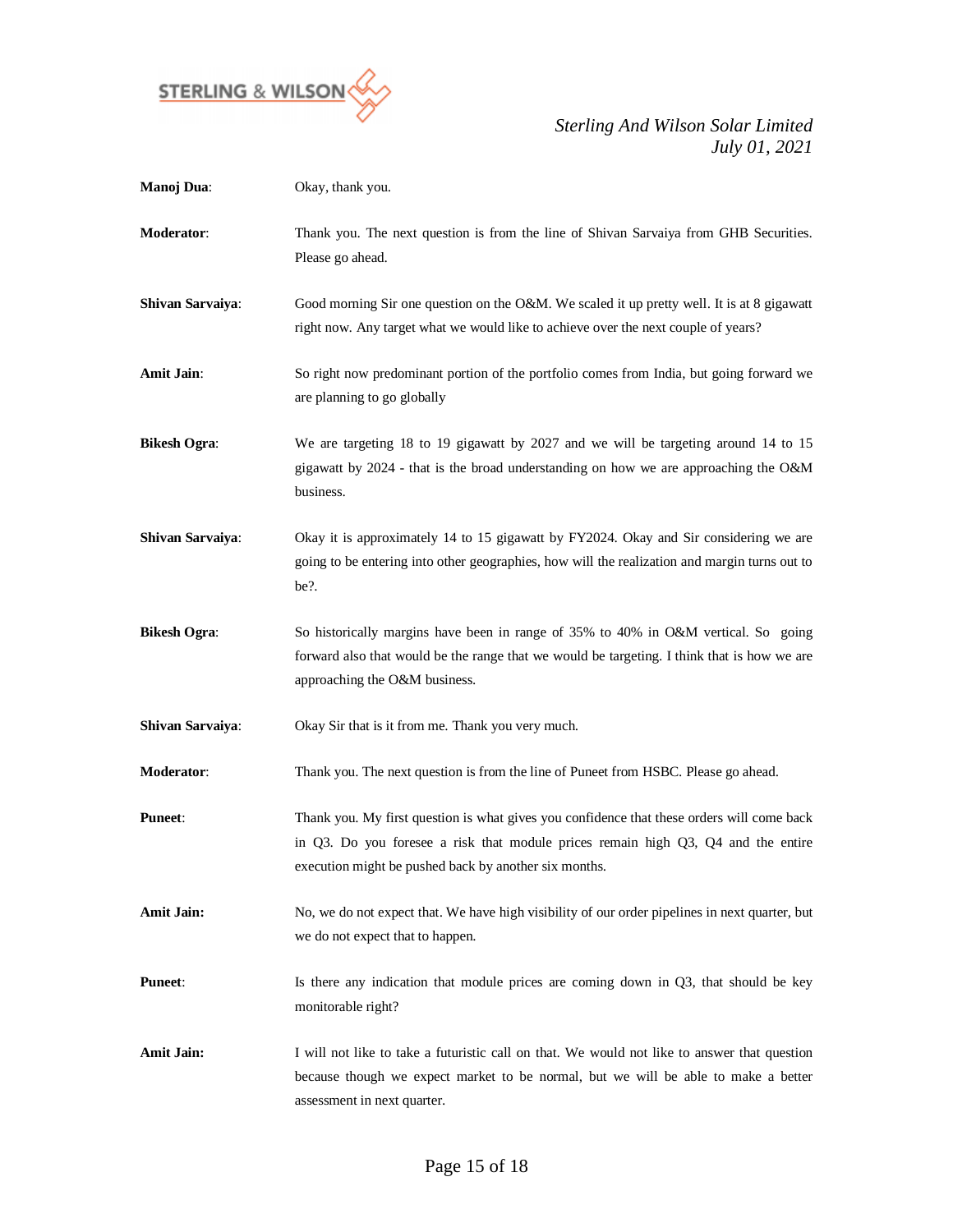**Manoj Dua**: Okay, thank you.

**Moderator**: Thank you. The next question is from the line of Shivan Sarvaiya from GHB Securities. Please go ahead.

**Shivan Sarvaiya**: Good morning Sir one question on the O&M. We scaled it up pretty well. It is at 8 gigawatt right now. Any target what we would like to achieve over the next couple of years?

**Amit Jain**: So right now predominant portion of the portfolio comes from India, but going forward we are planning to go globally

**Bikesh Ogra**: We are targeting 18 to 19 gigawatt by 2027 and we will be targeting around 14 to 15 gigawatt by 2024 - that is the broad understanding on how we are approaching the O&M business.

**Shivan Sarvaiya**: Okay it is approximately 14 to 15 gigawatt by FY2024. Okay and Sir considering we are going to be entering into other geographies, how will the realization and margin turns out to be?.

**Bikesh Ogra**: So historically margins have been in range of 35% to 40% in O&M vertical. So going forward also that would be the range that we would be targeting. I think that is how we are approaching the O&M business.

**Shivan Sarvaiya**: Okay Sir that is it from me. Thank you very much.

**Moderator**: Thank you. The next question is from the line of Puneet from HSBC. Please go ahead.

**Puneet**: Thank you. My first question is what gives you confidence that these orders will come back in Q3. Do you foresee a risk that module prices remain high Q3, Q4 and the entire execution might be pushed back by another six months.

**Amit Jain:** No, we do not expect that. We have high visibility of our order pipelines in next quarter, but we do not expect that to happen.

**Puneet**: Is there any indication that module prices are coming down in Q3, that should be key monitorable right?

**Amit Jain:** I will not like to take a futuristic call on that. We would not like to answer that question because though we expect market to be normal, but we will be able to make a better assessment in next quarter.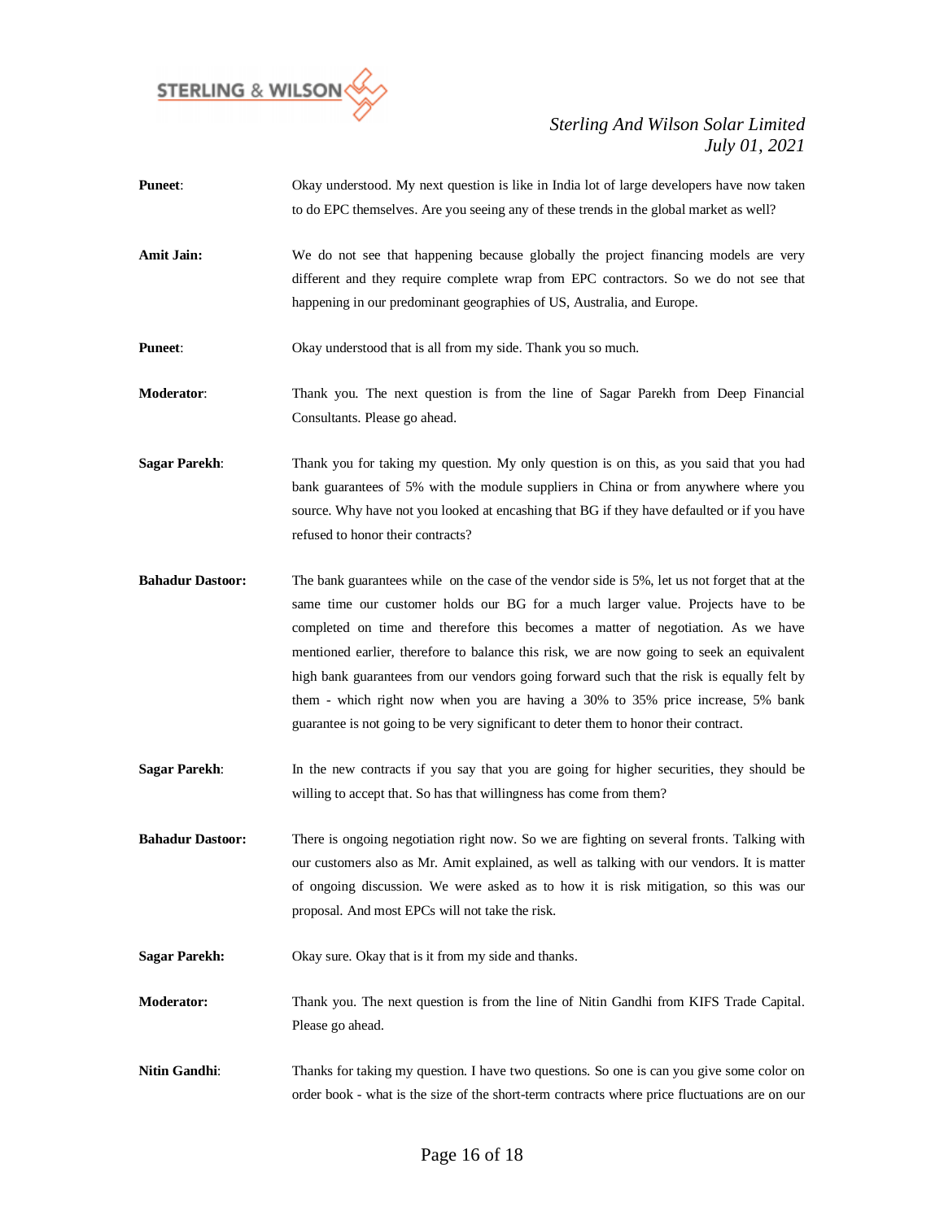**Puneet**: Okay understood. My next question is like in India lot of large developers have now taken to do EPC themselves. Are you seeing any of these trends in the global market as well?

**Amit Jain:** We do not see that happening because globally the project financing models are very different and they require complete wrap from EPC contractors. So we do not see that happening in our predominant geographies of US, Australia, and Europe.

**Puneet**: Okay understood that is all from my side. Thank you so much.

**Moderator**: Thank you. The next question is from the line of Sagar Parekh from Deep Financial Consultants. Please go ahead.

**Sagar Parekh**: Thank you for taking my question. My only question is on this, as you said that you had bank guarantees of 5% with the module suppliers in China or from anywhere where you source. Why have not you looked at encashing that BG if they have defaulted or if you have refused to honor their contracts?

**Bahadur Dastoor:** The bank guarantees while on the case of the vendor side is 5%, let us not forget that at the same time our customer holds our BG for a much larger value. Projects have to be completed on time and therefore this becomes a matter of negotiation. As we have mentioned earlier, therefore to balance this risk, we are now going to seek an equivalent high bank guarantees from our vendors going forward such that the risk is equally felt by them - which right now when you are having a 30% to 35% price increase, 5% bank guarantee is not going to be very significant to deter them to honor their contract.

**Sagar Parekh**: In the new contracts if you say that you are going for higher securities, they should be willing to accept that. So has that willingness has come from them?

**Bahadur Dastoor:** There is ongoing negotiation right now. So we are fighting on several fronts. Talking with our customers also as Mr. Amit explained, as well as talking with our vendors. It is matter of ongoing discussion. We were asked as to how it is risk mitigation, so this was our proposal. And most EPCs will not take the risk.

**Sagar Parekh:** Okay sure. Okay that is it from my side and thanks.

**Moderator:** Thank you. The next question is from the line of Nitin Gandhi from KIFS Trade Capital. Please go ahead.

**Nitin Gandhi**: Thanks for taking my question. I have two questions. So one is can you give some color on order book - what is the size of the short-term contracts where price fluctuations are on our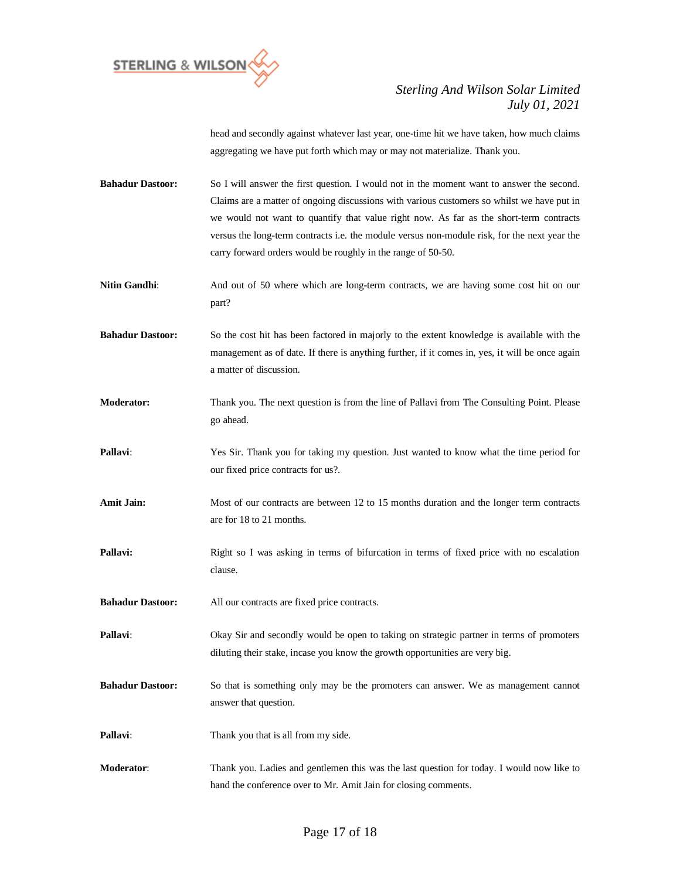head and secondly against whatever last year, one-time hit we have taken, how much claims aggregating we have put forth which may or may not materialize. Thank you.

**Bahadur Dastoor:** So I will answer the first question. I would not in the moment want to answer the second. Claims are a matter of ongoing discussions with various customers so whilst we have put in we would not want to quantify that value right now. As far as the short-term contracts versus the long-term contracts i.e. the module versus non-module risk, for the next year the carry forward orders would be roughly in the range of 50-50.

**Nitin Gandhi**: And out of 50 where which are long-term contracts, we are having some cost hit on our part?

**Bahadur Dastoor:** So the cost hit has been factored in majorly to the extent knowledge is available with the management as of date. If there is anything further, if it comes in, yes, it will be once again a matter of discussion.

**Moderator:** Thank you. The next question is from the line of Pallavi from The Consulting Point. Please go ahead.

**Pallavi**: Yes Sir. Thank you for taking my question. Just wanted to know what the time period for our fixed price contracts for us?.

**Amit Jain:** Most of our contracts are between 12 to 15 months duration and the longer term contracts are for 18 to 21 months.

**Pallavi:** Right so I was asking in terms of bifurcation in terms of fixed price with no escalation clause.

**Bahadur Dastoor:** All our contracts are fixed price contracts.

**Pallavi**: Okay Sir and secondly would be open to taking on strategic partner in terms of promoters diluting their stake, incase you know the growth opportunities are very big.

**Bahadur Dastoor:** So that is something only may be the promoters can answer. We as management cannot answer that question.

**Pallavi**: Thank you that is all from my side.

**Moderator**: Thank you. Ladies and gentlemen this was the last question for today. I would now like to hand the conference over to Mr. Amit Jain for closing comments.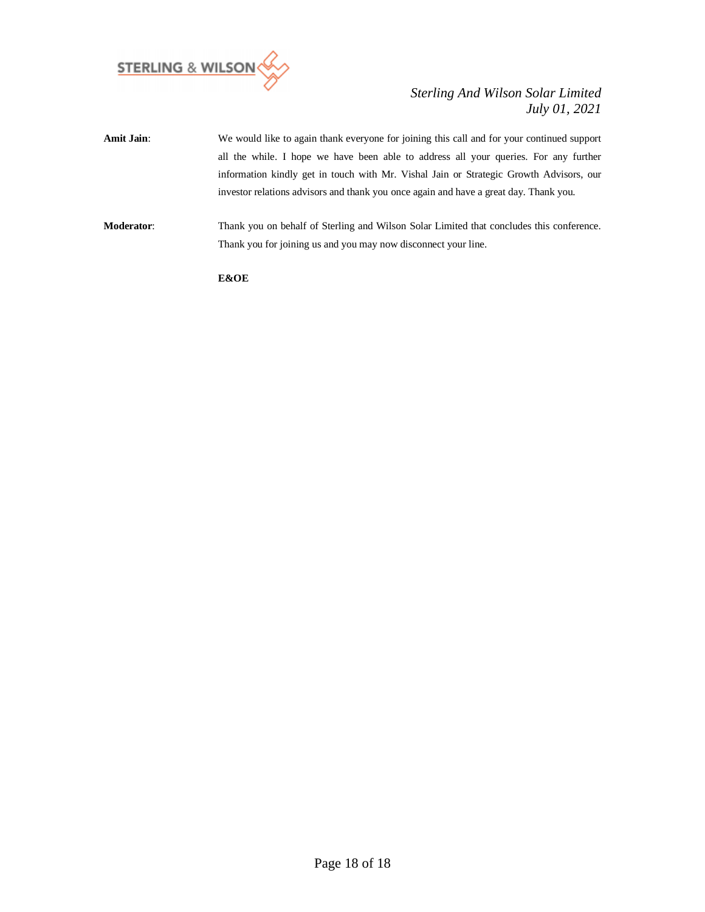**Amit Jain**: We would like to again thank everyone for joining this call and for your continued support all the while. I hope we have been able to address all your queries. For any further information kindly get in touch with Mr. Vishal Jain or Strategic Growth Advisors, our investor relations advisors and thank you once again and have a great day. Thank you.

**Moderator**: Thank you on behalf of Sterling and Wilson Solar Limited that concludes this conference. Thank you for joining us and you may now disconnect your line.

**E&OE**